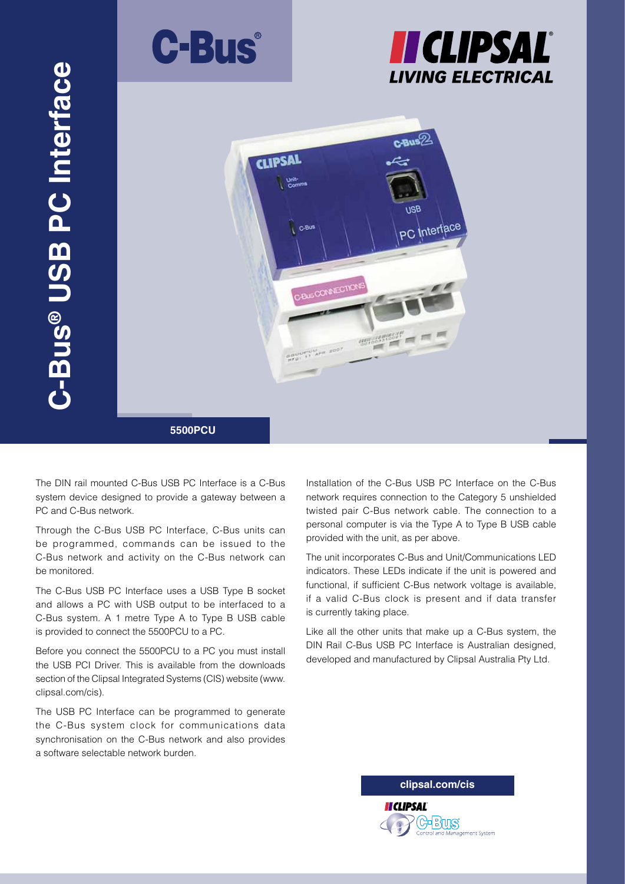# C-Bus® USB PC Interface

**5500PCU**

The DIN rail mounted C-Bus USB PC Interface is a C-Bus system device designed to provide a gateway between a PC and C-Bus network.

Through the C-Bus USB PC Interface, C-Bus units can be programmed, commands can be issued to the C-Bus network and activity on the C-Bus network can be monitored.

The C-Bus USB PC Interface uses a USB Type B socket and allows a PC with USB output to be interfaced to a C-Bus system. A 1 metre Type A to Type B USB cable is provided to connect the 5500PCU to a PC.

Before you connect the 5500PCU to a PC you must install the USB PCI Driver. This is available from the downloads section of the Clipsal Integrated Systems (CIS) website (www.clipsal.com/cis).

The USB PC Interface can be programmed to generate the C-Bus system clock for communications data synchronisation on the C-Bus network and also provides a software selectable network burden.

Installation of the C-Bus USB PC Interface on the C-Bus network requires connection to the Category 5 unshielded twisted pair C-Bus network cable. The connection to a personal computer is via the Type A to Type B USB cable provided with the unit, as per above.

The unit incorporates C-Bus and Unit/Communications LED indicators. These LEDs indicate if the unit is powered and functional, if sufficient C-Bus network voltage is available, if a valid C-Bus clock is present and if data transfer is currently taking place.

Like all the other units that make up a C-Bus system, the DIN Rail C-Bus USB PC Interface is Australian designed, developed and manufactured by Clipsal Australia Pty Ltd.

**clipsal.com/cis**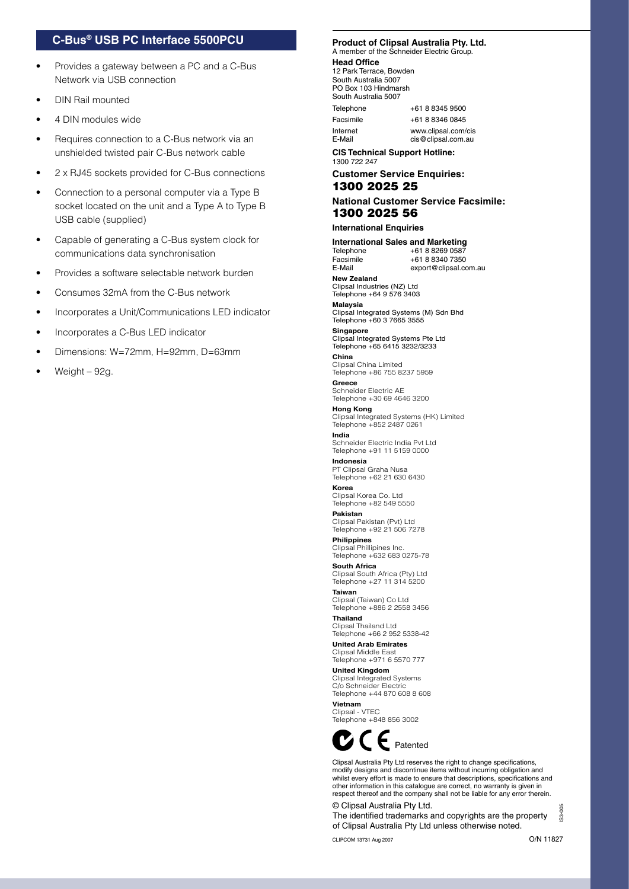## C-Bus® USB PC Interface 5500PCU

- Provides a gateway between a PC and a C-Bus Network via USB connection
- DIN Rail mounted
- 4 DIN modules wide
- Requires connection to a C-Bus network via an unshielded twisted pair C-Bus network cable
- 2 x RJ45 sockets provided for C-Bus connections
- Connection to a personal computer via a Type B socket located on the unit and a Type A to Type B USB cable (supplied)
- Capable of generating a C-Bus system clock for communications data synchronisation
- Provides a software selectable network burden
- Consumes 32mA from the C-Bus network
- Incorporates a Unit/Communications LED indicator
- Incorporates a C-Bus LED indicator
- Dimensions: W=72mm, H=92mm, D=63mm
- Weight – 92g.

**Product of Clipsal Australia Pty. Ltd.**
A member of the Schneider Electric Group.

**Head Office**
12 Park Terrace, Bowden
South Australia 5007
PO Box 103 Hindmarsh
South Australia 5007

| | |
|---|---|
| Telephone | +61 8 8345 9500 |
| Facsimile | +61 8 8346 0845 |
| Internet | www.clipsal.com/cis |
| E-Mail | cis@clipsal.com.au |

**CIS Technical Support Hotline:**
1300 722 247

**Customer Service Enquiries:**
**1300 2025 25**

**National Customer Service Facsimile:**
**1300 2025 56**

**International Enquiries**

**International Sales and Marketing**

| | |
|---|---|
| Telephone | +61 8 8269 0587 |
| Facsimile | +61 8 8340 7350 |
| E-Mail | export@clipsal.com.au |

**New Zealand**
Clipsal Industries (NZ) Ltd
Telephone +64 9 576 3403

**Malaysia**
Clipsal Integrated Systems (M) Sdn Bhd
Telephone +60 3 7665 3555

**Singapore**
Clipsal Integrated Systems Pte Ltd
Telephone +65 6415 3232/3233

**China**
Clipsal China Limited
Telephone +86 755 8237 5959

**Greece**
Schneider Electric AE
Telephone +30 69 4646 3200

**Hong Kong**
Clipsal Integrated Systems (HK) Limited
Telephone +852 2487 0261

**India**
Schneider Electric India Pvt Ltd
Telephone +91 11 5159 0000

**Indonesia**
PT Clipsal Graha Nusa
Telephone +62 21 630 6430

**Korea**
Clipsal Korea Co. Ltd
Telephone +82 549 5550

**Pakistan**
Clipsal Pakistan (Pvt) Ltd
Telephone +92 21 506 7278

**Philippines**
Clipsal Phillipines Inc.
Telephone +632 683 0275-78

**South Africa**
Clipsal South Africa (Pty) Ltd
Telephone +27 11 314 5200

**Taiwan**
Clipsal (Taiwan) Co Ltd
Telephone +886 2 2558 3456

**Thailand**
Clipsal Thailand Ltd
Telephone +66 2 952 5338-42

**United Arab Emirates**
Clipsal Middle East
Telephone +971 6 5570 777

**United Kingdom**
Clipsal Integrated Systems
C/o Schneider Electric
Telephone +44 870 608 8 608

**Vietnam**
Clipsal - VTEC
Telephone +848 856 3002

Patented

Clipsal Australia Pty Ltd reserves the right to change specifications, modify designs and discontinue items without incurring obligation and whilst every effort is made to ensure that descriptions, specifications and other information in this catalogue are correct, no warranty is given in respect thereof and the company shall not be liable for any error therein.

© Clipsal Australia Pty Ltd.
The identified trademarks and copyrights are the property of Clipsal Australia Pty Ltd unless otherwise noted.

IS3-005

CLIPCOM 13731 Aug 2007

O/N 11827